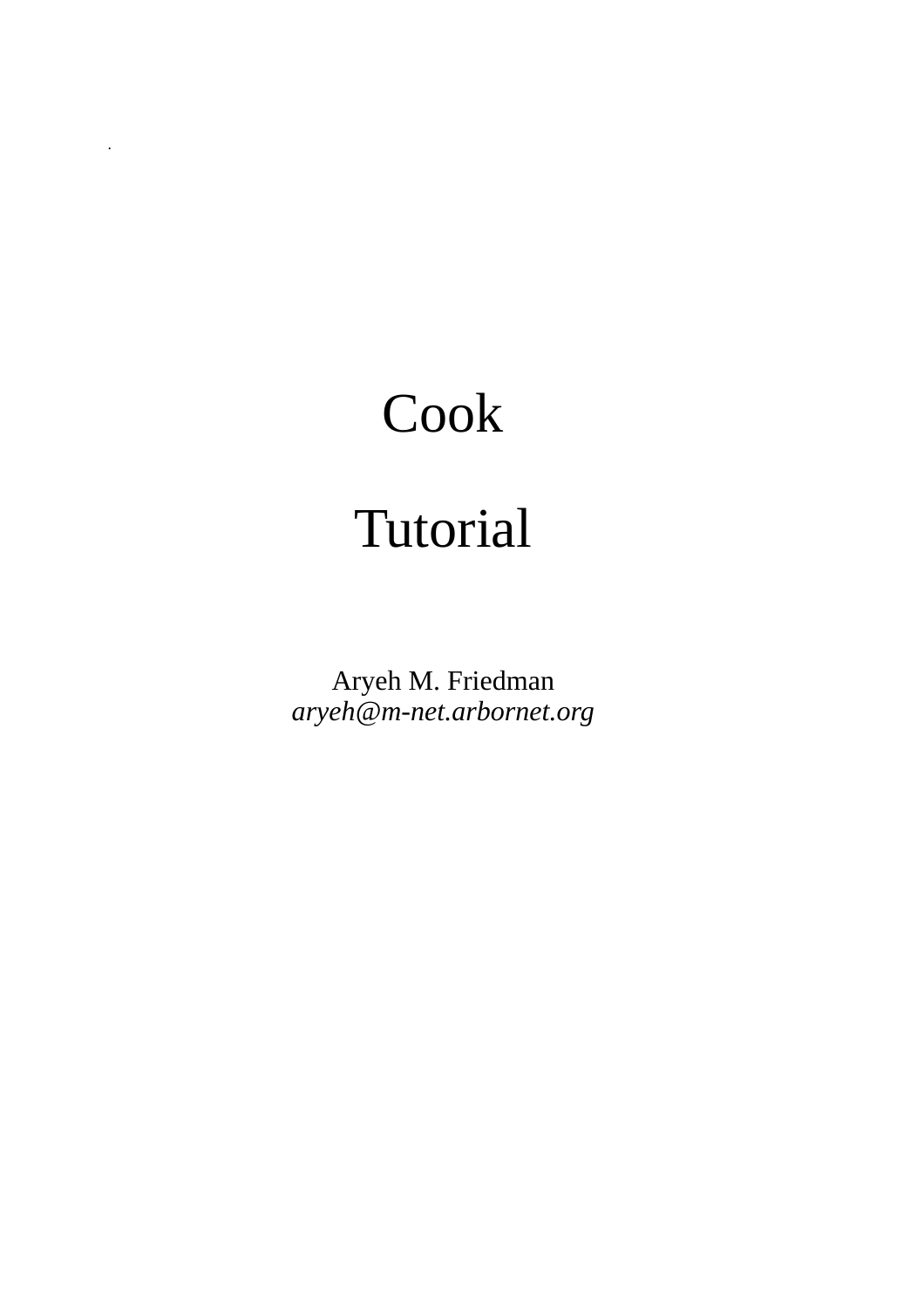# Cook

# Tutorial

Aryeh M. Friedman
*aryeh@m-net.arbornet.org*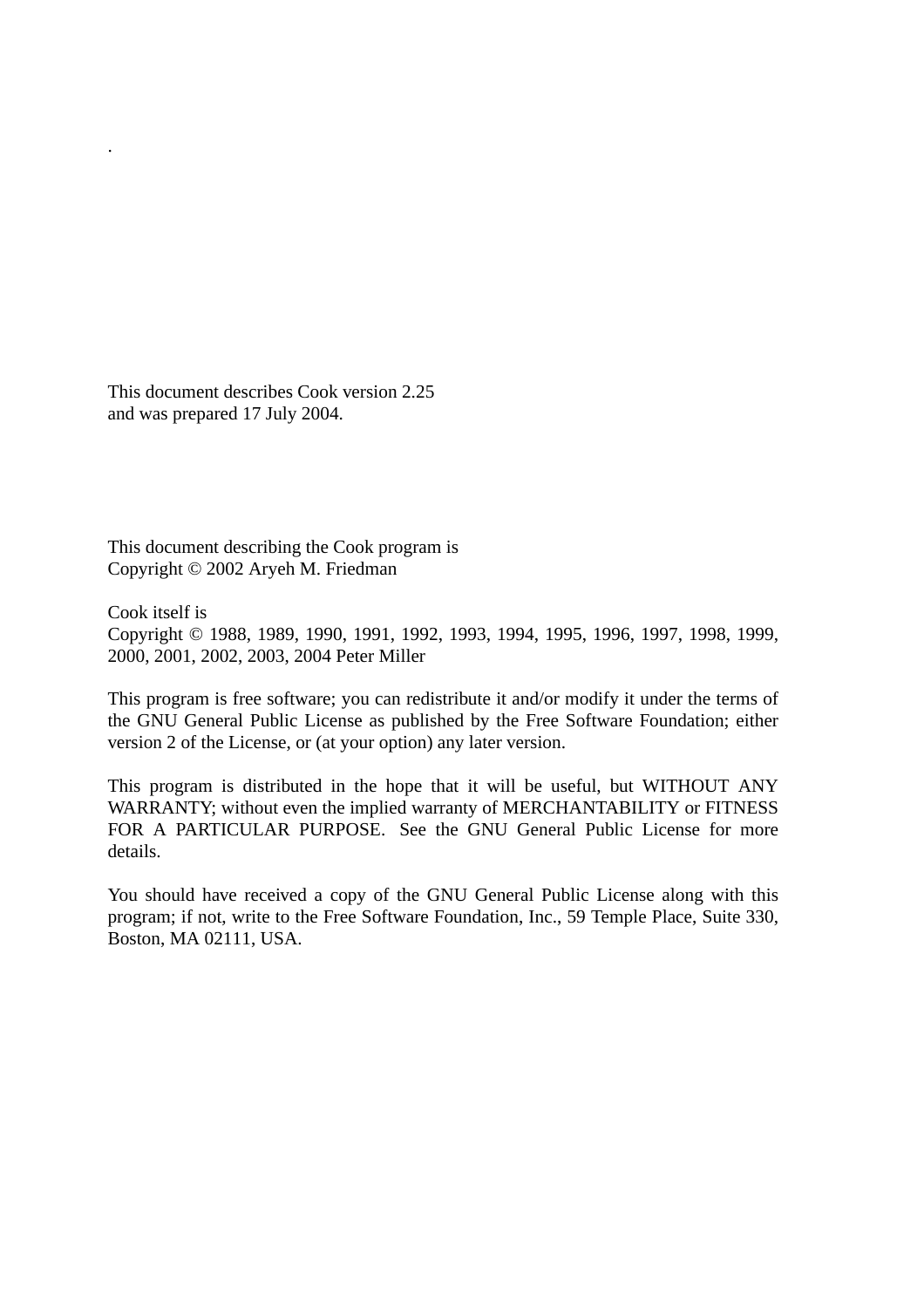.

This document describes Cook version 2.25
and was prepared 17 July 2004.

This document describing the Cook program is
Copyright © 2002 Aryeh M. Friedman

Cook itself is
Copyright © 1988, 1989, 1990, 1991, 1992, 1993, 1994, 1995, 1996, 1997, 1998, 1999, 2000, 2001, 2002, 2003, 2004 Peter Miller

This program is free software; you can redistribute it and/or modify it under the terms of the GNU General Public License as published by the Free Software Foundation; either version 2 of the License, or (at your option) any later version.

This program is distributed in the hope that it will be useful, but WITHOUT ANY WARRANTY; without even the implied warranty of MERCHANTABILITY or FITNESS FOR A PARTICULAR PURPOSE. See the GNU General Public License for more details.

You should have received a copy of the GNU General Public License along with this program; if not, write to the Free Software Foundation, Inc., 59 Temple Place, Suite 330, Boston, MA 02111, USA.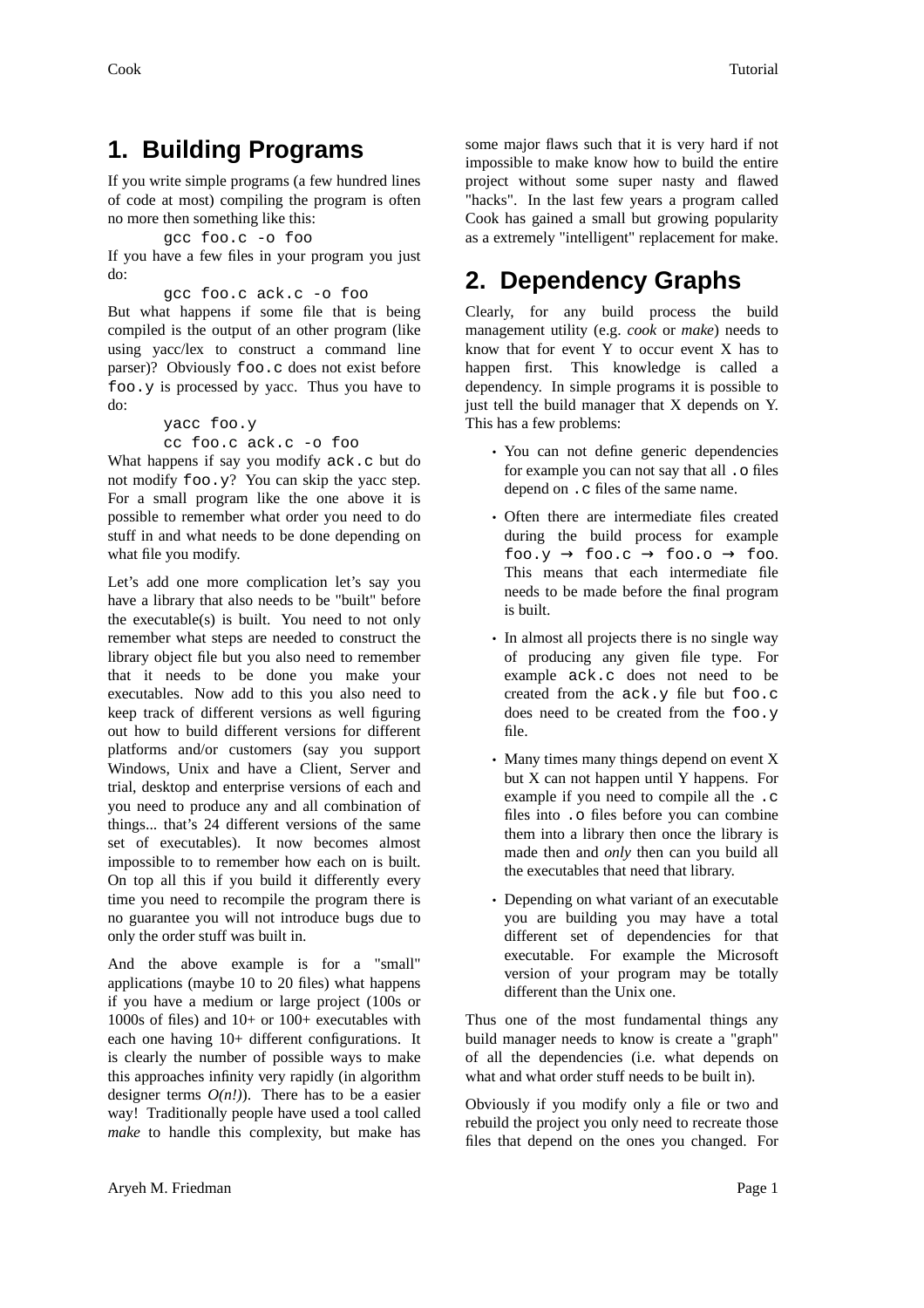# 1. Building Programs

If you write simple programs (a few hundred lines of code at most) compiling the program is often no more then something like this:

```
gcc foo.c -o foo
```

If you have a few files in your program you just do:

```
gcc foo.c ack.c -o foo
```

But what happens if some file that is being compiled is the output of an other program (like using yacc/lex to construct a command line parser)? Obviously `foo.c` does not exist before `foo.y` is processed by yacc. Thus you have to do:

```
yacc foo.y
cc foo.c ack.c -o foo
```

What happens if say you modify `ack.c` but do not modify `foo.y`? You can skip the yacc step. For a small program like the one above it is possible to remember what order you need to do stuff in and what needs to be done depending on what file you modify.

Let's add one more complication let's say you have a library that also needs to be "built" before the executable(s) is built. You need to not only remember what steps are needed to construct the library object file but you also need to remember that it needs to be done you make your executables. Now add to this you also need to keep track of different versions as well figuring out how to build different versions for different platforms and/or customers (say you support Windows, Unix and have a Client, Server and trial, desktop and enterprise versions of each and you need to produce any and all combination of things... that's 24 different versions of the same set of executables). It now becomes almost impossible to to remember how each on is built. On top all this if you build it differently every time you need to recompile the program there is no guarantee you will not introduce bugs due to only the order stuff was built in.

And the above example is for a "small" applications (maybe 10 to 20 files) what happens if you have a medium or large project (100s or 1000s of files) and 10+ or 100+ executables with each one having 10+ different configurations. It is clearly the number of possible ways to make this approaches infinity very rapidly (in algorithm designer terms *O(n!)*). There has to be a easier way! Traditionally people have used a tool called *make* to handle this complexity, but make has some major flaws such that it is very hard if not impossible to make know how to build the entire project without some super nasty and flawed "hacks". In the last few years a program called Cook has gained a small but growing popularity as a extremely "intelligent" replacement for make.

# 2. Dependency Graphs

Clearly, for any build process the build management utility (e.g. *cook* or *make*) needs to know that for event Y to occur event X has to happen first. This knowledge is called a dependency. In simple programs it is possible to just tell the build manager that X depends on Y. This has a few problems:

- You can not define generic dependencies for example you can not say that all `.o` files depend on `.c` files of the same name.
- Often there are intermediate files created during the build process for example `foo.y` → `foo.c` → `foo.o` → `foo`. This means that each intermediate file needs to be made before the final program is built.
- In almost all projects there is no single way of producing any given file type. For example `ack.c` does not need to be created from the `ack.y` file but `foo.c` does need to be created from the `foo.y` file.
- Many times many things depend on event X but X can not happen until Y happens. For example if you need to compile all the `.c` files into `.o` files before you can combine them into a library then once the library is made then and *only* then can you build all the executables that need that library.
- Depending on what variant of an executable you are building you may have a total different set of dependencies for that executable. For example the Microsoft version of your program may be totally different than the Unix one.

Thus one of the most fundamental things any build manager needs to know is create a "graph" of all the dependencies (i.e. what depends on what and what order stuff needs to be built in).

Obviously if you modify only a file or two and rebuild the project you only need to recreate those files that depend on the ones you changed. For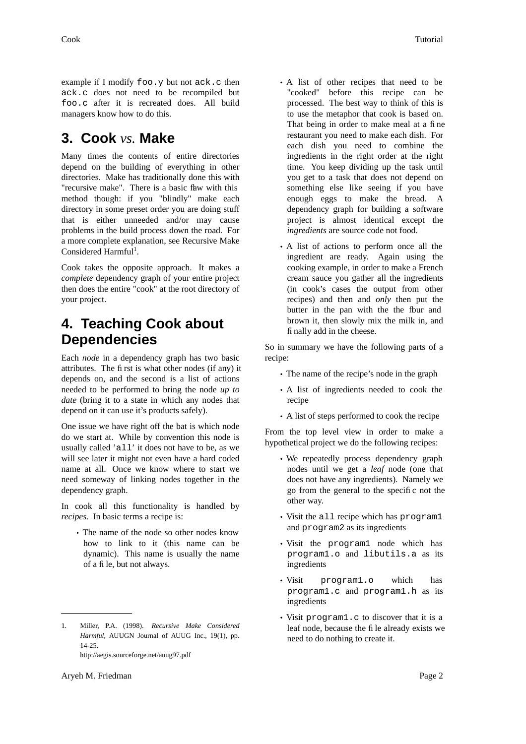example if I modify `foo.y` but not `ack.c` then `ack.c` does not need to be recompiled but `foo.c` after it is recreated does. All build managers know how to do this.

## 3. Cook *vs.* Make

Many times the contents of entire directories depend on the building of everything in other directories. Make has traditionally done this with "recursive make". There is a basic flaw with this method though: if you "blindly" make each directory in some preset order you are doing stuff that is either unneeded and/or may cause problems in the build process down the road. For a more complete explanation, see Recursive Make Considered Harmful[1].

Cook takes the opposite approach. It makes a *complete* dependency graph of your entire project then does the entire "cook" at the root directory of your project.

## 4. Teaching Cook about Dependencies

Each *node* in a dependency graph has two basic attributes. The first is what other nodes (if any) it depends on, and the second is a list of actions needed to be performed to bring the node *up to date* (bring it to a state in which any nodes that depend on it can use it's products safely).

One issue we have right off the bat is which node do we start at. While by convention this node is usually called '`all`' it does not have to be, as we will see later it might not even have a hard coded name at all. Once we know where to start we need someway of linking nodes together in the dependency graph.

In cook all this functionality is handled by *recipes*. In basic terms a recipe is:

- The name of the node so other nodes know how to link to it (this name can be dynamic). This name is usually the name of a file, but not always.
- A list of other recipes that need to be "cooked" before this recipe can be processed. The best way to think of this is to use the metaphor that cook is based on. That being in order to make meal at a fine restaurant you need to make each dish. For each dish you need to combine the ingredients in the right order at the right time. You keep dividing up the task until you get to a task that does not depend on something else like seeing if you have enough eggs to make the bread. A dependency graph for building a software project is almost identical except the *ingredients* are source code not food.
- A list of actions to perform once all the ingredient are ready. Again using the cooking example, in order to make a French cream sauce you gather all the ingredients (in cook's cases the output from other recipes) and then and *only* then put the butter in the pan with the the flour and brown it, then slowly mix the milk in, and finally add in the cheese.

So in summary we have the following parts of a recipe:

- The name of the recipe's node in the graph
- A list of ingredients needed to cook the recipe
- A list of steps performed to cook the recipe

From the top level view in order to make a hypothetical project we do the following recipes:

- We repeatedly process dependency graph nodes until we get a *leaf* node (one that does not have any ingredients). Namely we go from the general to the specific not the other way.
- Visit the `all` recipe which has `program1` and `program2` as its ingredients
- Visit the `program1` node which has `program1.o` and `libutils.a` as its ingredients
- Visit `program1.o` which has `program1.c` and `program1.h` as its ingredients
- Visit `program1.c` to discover that it is a leaf node, because the file already exists we need to do nothing to create it.

---

1. Miller, P.A. (1998). *Recursive Make Considered Harmful*, AUUGN Journal of AUUG Inc., 19(1), pp. 14-25. http://aegis.sourceforge.net/auug97.pdf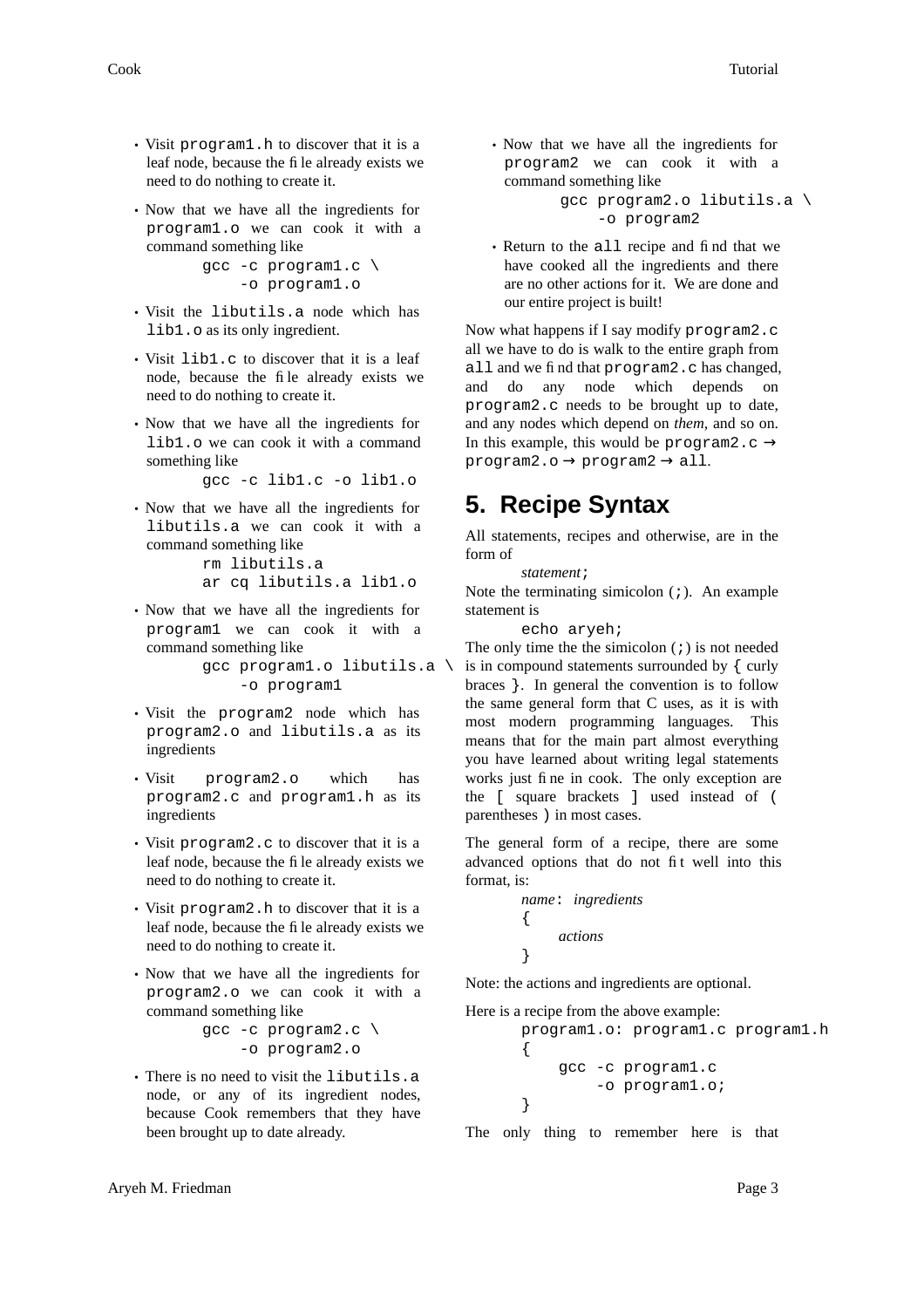- Visit `program1.h` to discover that it is a leaf node, because the file already exists we need to do nothing to create it.
- Now that we have all the ingredients for `program1.o` we can cook it with a command something like

  ```
  gcc -c program1.c \
      -o program1.o
  ```
- Visit the `libutils.a` node which has `lib1.o` as its only ingredient.
- Visit `lib1.c` to discover that it is a leaf node, because the file already exists we need to do nothing to create it.
- Now that we have all the ingredients for `lib1.o` we can cook it with a command something like

  ```
  gcc -c lib1.c -o lib1.o
  ```
- Now that we have all the ingredients for `libutils.a` we can cook it with a command something like

  ```
  rm libutils.a
  ar cq libutils.a lib1.o
  ```
- Now that we have all the ingredients for `program1` we can cook it with a command something like

  ```
  gcc program1.o libutils.a \
      -o program1
  ```
- Visit the `program2` node which has `program2.o` and `libutils.a` as its ingredients
- Visit `program2.o` which has `program2.c` and `program1.h` as its ingredients
- Visit `program2.c` to discover that it is a leaf node, because the file already exists we need to do nothing to create it.
- Visit `program2.h` to discover that it is a leaf node, because the file already exists we need to do nothing to create it.
- Now that we have all the ingredients for `program2.o` we can cook it with a command something like

  ```
  gcc -c program2.c \
      -o program2.o
  ```
- There is no need to visit the `libutils.a` node, or any of its ingredient nodes, because Cook remembers that they have been brought up to date already.
- Now that we have all the ingredients for `program2` we can cook it with a command something like

  ```
  gcc program2.o libutils.a \
      -o program2
  ```
- Return to the `all` recipe and find that we have cooked all the ingredients and there are no other actions for it. We are done and our entire project is built!

Now what happens if I say modify `program2.c` all we have to do is walk to the entire graph from `all` and we find that `program2.c` has changed, and do any node which depends on `program2.c` needs to be brought up to date, and any nodes which depend on *them*, and so on. In this example, this would be `program2.c` → `program2.o` → `program2` → `all`.

# 5. Recipe Syntax

All statements, recipes and otherwise, are in the form of

*statement*`;`

Note the terminating simicolon (`;`). An example statement is

```
echo aryeh;
```

The only time the the simicolon (`;`) is not needed is in compound statements surrounded by `{` curly braces `}`. In general the convention is to follow the same general form that C uses, as it is with most modern programming languages. This means that for the main part almost everything you have learned about writing legal statements works just fine in cook. The only exception are the `[` square brackets `]` used instead of `(` parentheses `)` in most cases.

The general form of a recipe, there are some advanced options that do not fit well into this format, is:

```
name: ingredients
{
    actions
}
```

Note: the actions and ingredients are optional.

Here is a recipe from the above example:

```
program1.o: program1.c program1.h
{
    gcc -c program1.c
        -o program1.o;
}
```

The only thing to remember here is that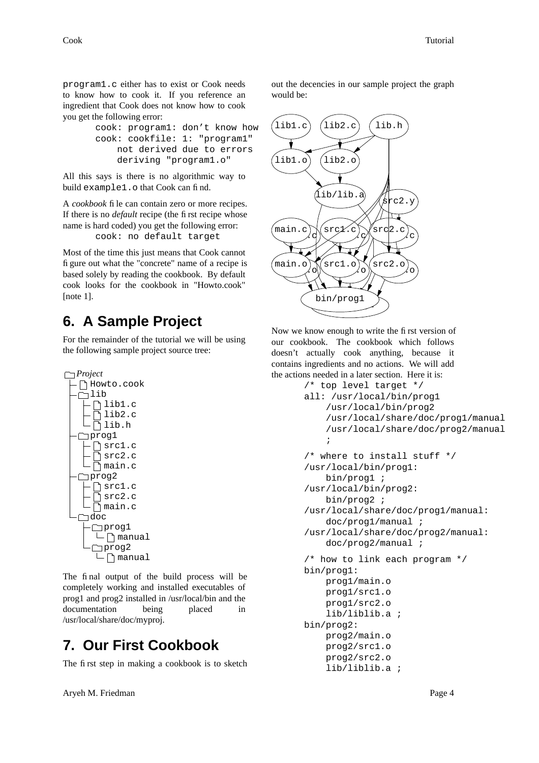program1.c either has to exist or Cook needs to know how to cook it. If you reference an ingredient that Cook does not know how to cook you get the following error:

```
cook: program1: don’t know how
cook: cookfile: 1: "program1"
    not derived due to errors
    deriving "program1.o"
```

All this says is there is no algorithmic way to build example1.o that Cook can find.

A *cookbook* file can contain zero or more recipes. If there is no *default* recipe (the first recipe whose name is hard coded) you get the following error:

```
cook: no default target
```

Most of the time this just means that Cook cannot figure out what the "concrete" name of a recipe is based solely by reading the cookbook. By default cook looks for the cookbook in "Howto.cook" [note 1].

## 6. A Sample Project

For the remainder of the tutorial we will be using the following sample project source tree:

```
Project
├ Howto.cook
├ lib
│ ├ lib1.c
│ ├ lib2.c
│ └ lib.h
├ prog1
│ ├ src1.c
│ ├ src2.c
│ └ main.c
├ prog2
│ ├ src1.c
│ ├ src2.c
│ └ main.c
└ doc
  ├ prog1
  │ └ manual
  └ prog2
    └ manual
```

The final output of the build process will be completely working and installed executables of prog1 and prog2 installed in /usr/local/bin and the documentation being placed in /usr/local/share/doc/myproj.

## 7. Our First Cookbook

The first step in making a cookbook is to sketch out the decencies in our sample project the graph would be:

lib1.c lib2.c lib.h
lib1.o lib2.o
lib/lib.a
src2.y
main.c src1.c src2.c
main.o src1.o src2.o
bin/prog1

Now we know enough to write the first version of our cookbook. The cookbook which follows doesn’t actually cook anything, because it contains ingredients and no actions. We will add the actions needed in a later section. Here it is:

```
/* top level target */
all: /usr/local/bin/prog1
    /usr/local/bin/prog2
    /usr/local/share/doc/prog1/manual
    /usr/local/share/doc/prog2/manual
    ;

/* where to install stuff */
/usr/local/bin/prog1:
    bin/prog1 ;
/usr/local/bin/prog2:
    bin/prog2 ;
/usr/local/share/doc/prog1/manual:
    doc/prog1/manual ;
/usr/local/share/doc/prog2/manual:
    doc/prog2/manual ;

/* how to link each program */
bin/prog1:
    prog1/main.o
    prog1/src1.o
    prog1/src2.o
    lib/liblib.a ;
bin/prog2:
    prog2/main.o
    prog2/src1.o
    prog2/src2.o
    lib/liblib.a ;
```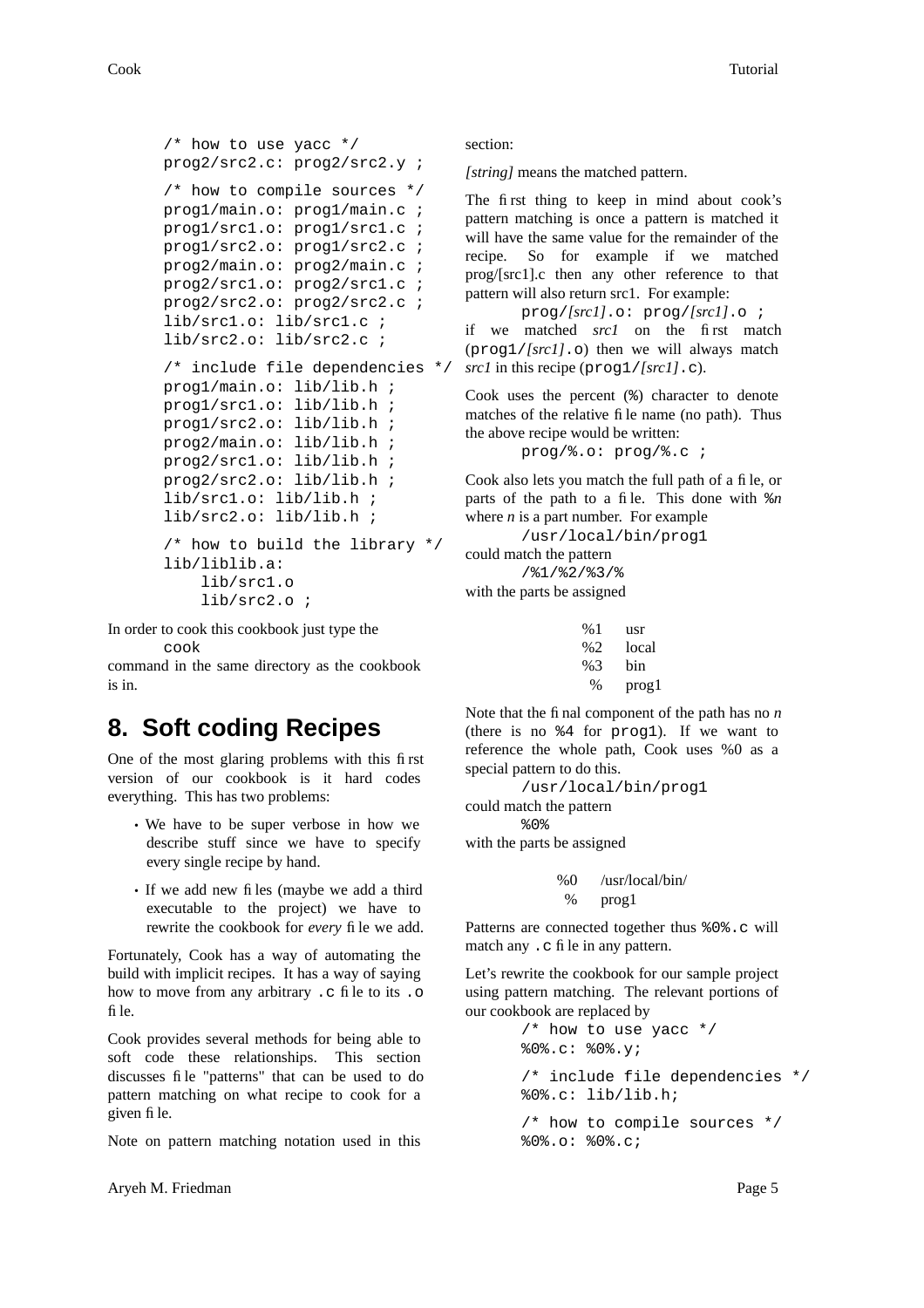```
/* how to use yacc */
prog2/src2.c: prog2/src2.y ;

/* how to compile sources */
prog1/main.o: prog1/main.c ;
prog1/src1.o: prog1/src1.c ;
prog1/src2.o: prog1/src2.c ;
prog2/main.o: prog2/main.c ;
prog2/src1.o: prog2/src1.c ;
prog2/src2.o: prog2/src2.c ;
lib/src1.o: lib/src1.c ;
lib/src2.o: lib/src2.c ;

/* include file dependencies */
prog1/main.o: lib/lib.h ;
prog1/src1.o: lib/lib.h ;
prog1/src2.o: lib/lib.h ;
prog2/main.o: lib/lib.h ;
prog2/src1.o: lib/lib.h ;
prog2/src2.o: lib/lib.h ;
lib/src1.o: lib/lib.h ;
lib/src2.o: lib/lib.h ;

/* how to build the library */
lib/liblib.a:
    lib/src1.o
    lib/src2.o ;
```

In order to cook this cookbook just type the

```
cook
```

command in the same directory as the cookbook is in.

## 8. Soft coding Recipes

One of the most glaring problems with this first version of our cookbook is it hard codes everything. This has two problems:

- We have to be super verbose in how we describe stuff since we have to specify every single recipe by hand.
- If we add new files (maybe we add a third executable to the project) we have to rewrite the cookbook for *every* file we add.

Fortunately, Cook has a way of automating the build with implicit recipes. It has a way of saying how to move from any arbitrary `.c` file to its `.o` file.

Cook provides several methods for being able to soft code these relationships. This section discusses file "patterns" that can be used to do pattern matching on what recipe to cook for a given file.

Note on pattern matching notation used in this section:

*[string]* means the matched pattern.

The first thing to keep in mind about cook's pattern matching is once a pattern is matched it will have the same value for the remainder of the recipe. So for example if we matched prog/[src1].c then any other reference to that pattern will also return src1. For example:

`prog/`*[src1]*`.o: prog/`*[src1]*`.o ;`

if we matched *src1* on the first match (`prog1/`*[src1]*`.o`) then we will always match *src1* in this recipe (`prog1/`*[src1]*`.c`).

Cook uses the percent (`%`) character to denote matches of the relative file name (no path). Thus the above recipe would be written:

```
prog/%.o: prog/%.c ;
```

Cook also lets you match the full path of a file, or parts of the path to a file. This done with `%`*n* where *n* is a part number. For example

```
/usr/local/bin/prog1
```

could match the pattern

```
/%1/%2/%3/%
```

with the parts be assigned

| | |
|---|---|
| %1 | usr |
| %2 | local |
| %3 | bin |
| % | prog1 |

Note that the final component of the path has no *n* (there is no `%4` for `prog1`). If we want to reference the whole path, Cook uses %0 as a special pattern to do this.

```
/usr/local/bin/prog1
```

could match the pattern

```
%0%
```

with the parts be assigned

| | |
|---|---|
| %0 | /usr/local/bin/ |
| % | prog1 |

Patterns are connected together thus `%0%.c` will match any `.c` file in any pattern.

Let's rewrite the cookbook for our sample project using pattern matching. The relevant portions of our cookbook are replaced by

```
/* how to use yacc */
%0%.c: %0%.y;

/* include file dependencies */
%0%.c: lib/lib.h;

/* how to compile sources */
%0%.o: %0%.c;
```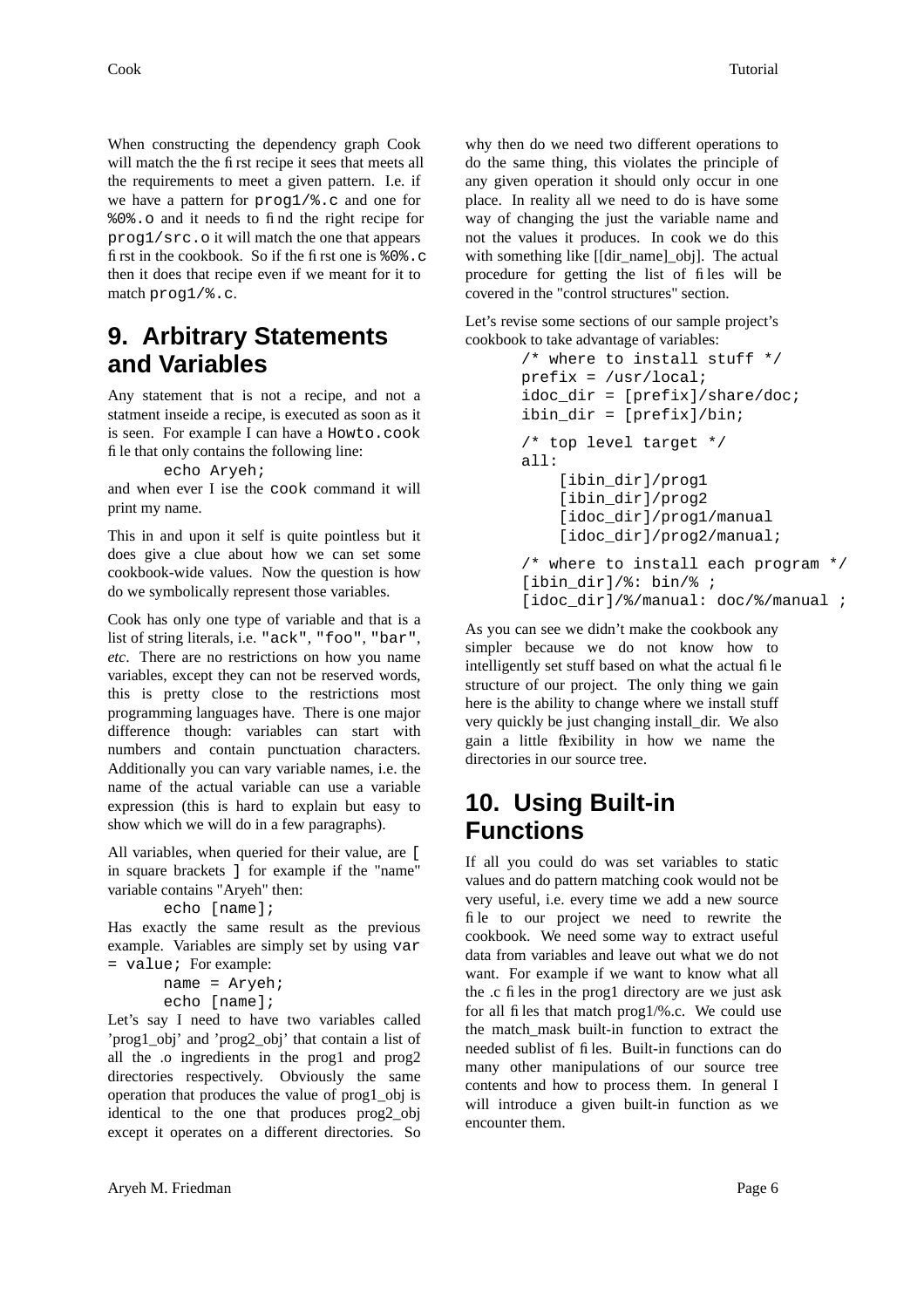When constructing the dependency graph Cook will match the the first recipe it sees that meets all the requirements to meet a given pattern. I.e. if we have a pattern for `prog1/%.c` and one for `%0%.o` and it needs to find the right recipe for `prog1/src.o` it will match the one that appears first in the cookbook. So if the first one is `%0%.c` then it does that recipe even if we meant for it to match `prog1/%.c`.

## 9. Arbitrary Statements and Variables

Any statement that is not a recipe, and not a statment inseide a recipe, is executed as soon as it is seen. For example I can have a `Howto.cook` file that only contains the following line:

```
echo Aryeh;
```

and when ever I ise the `cook` command it will print my name.

This in and upon it self is quite pointless but it does give a clue about how we can set some cookbook-wide values. Now the question is how do we symbolically represent those variables.

Cook has only one type of variable and that is a list of string literals, i.e. `"ack"`, `"foo"`, `"bar"`, *etc*. There are no restrictions on how you name variables, except they can not be reserved words, this is pretty close to the restrictions most programming languages have. There is one major difference though: variables can start with numbers and contain punctuation characters. Additionally you can vary variable names, i.e. the name of the actual variable can use a variable expression (this is hard to explain but easy to show which we will do in a few paragraphs).

All variables, when queried for their value, are `[` in square brackets `]` for example if the "name" variable contains "Aryeh" then:

```
echo [name];
```

Has exactly the same result as the previous example. Variables are simply set by using `var = value;` For example:

```
name = Aryeh;
echo [name];
```

Let's say I need to have two variables called 'prog1_obj' and 'prog2_obj' that contain a list of all the .o ingredients in the prog1 and prog2 directories respectively. Obviously the same operation that produces the value of prog1_obj is identical to the one that produces prog2_obj except it operates on a different directories. So why then do we need two different operations to do the same thing, this violates the principle of any given operation it should only occur in one place. In reality all we need to do is have some way of changing the just the variable name and not the values it produces. In cook we do this with something like [[dir_name]_obj]. The actual procedure for getting the list of files will be covered in the "control structures" section.

Let's revise some sections of our sample project's cookbook to take advantage of variables:

```
/* where to install stuff */
prefix = /usr/local;
idoc_dir = [prefix]/share/doc;
ibin_dir = [prefix]/bin;

/* top level target */
all:
    [ibin_dir]/prog1
    [ibin_dir]/prog2
    [idoc_dir]/prog1/manual
    [idoc_dir]/prog2/manual;

/* where to install each program */
[ibin_dir]/%: bin/% ;
[idoc_dir]/%/manual: doc/%/manual ;
```

As you can see we didn't make the cookbook any simpler because we do not know how to intelligently set stuff based on what the actual file structure of our project. The only thing we gain here is the ability to change where we install stuff very quickly be just changing install_dir. We also gain a little flexibility in how we name the directories in our source tree.

## 10. Using Built-in Functions

If all you could do was set variables to static values and do pattern matching cook would not be very useful, i.e. every time we add a new source file to our project we need to rewrite the cookbook. We need some way to extract useful data from variables and leave out what we do not want. For example if we want to know what all the .c files in the prog1 directory are we just ask for all files that match prog1/%.c. We could use the match_mask built-in function to extract the needed sublist of files. Built-in functions can do many other manipulations of our source tree contents and how to process them. In general I will introduce a given built-in function as we encounter them.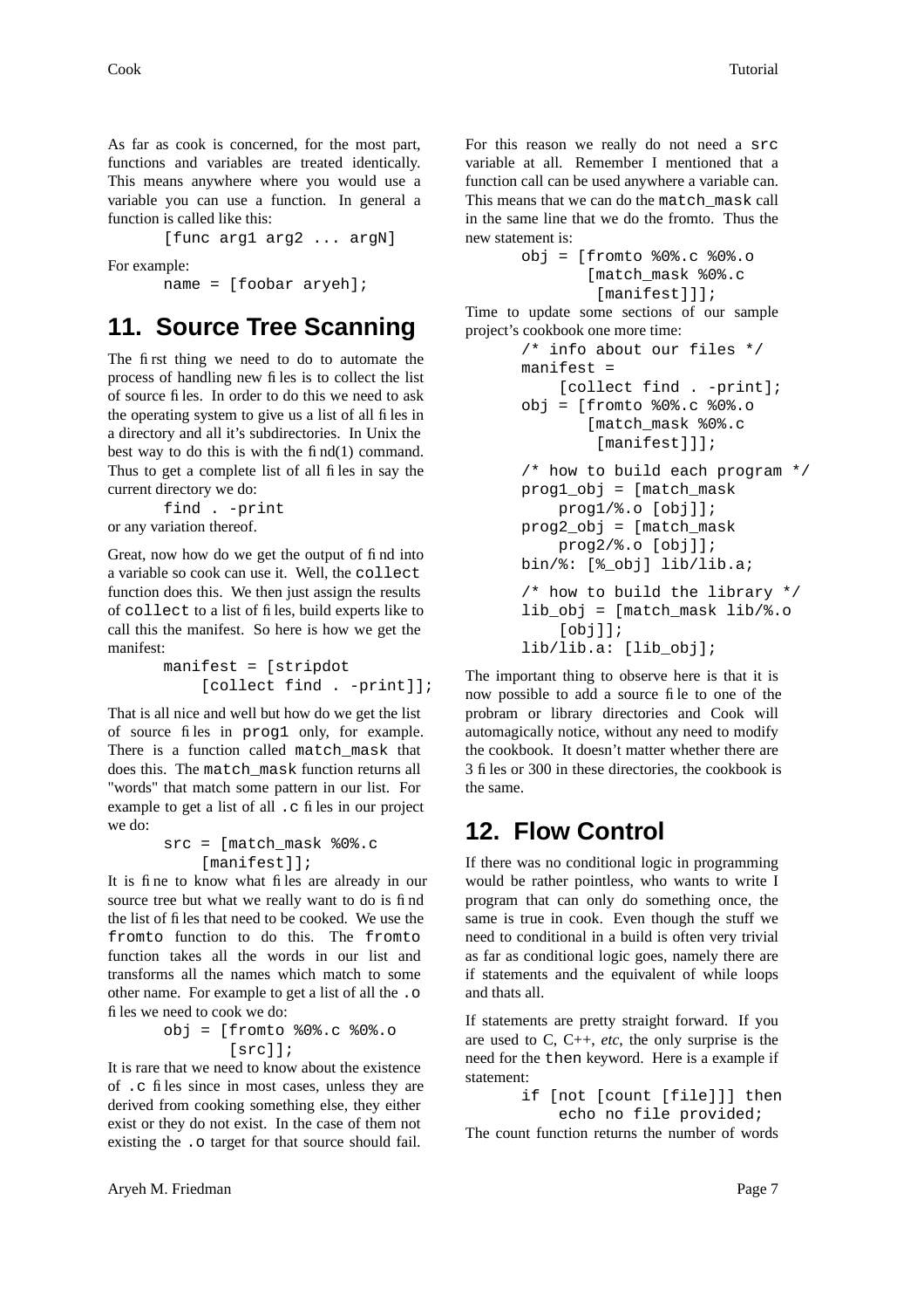As far as cook is concerned, for the most part, functions and variables are treated identically. This means anywhere where you would use a variable you can use a function. In general a function is called like this:

```
[func arg1 arg2 ... argN]
```

For example:

```
name = [foobar aryeh];
```

## 11. Source Tree Scanning

The first thing we need to do to automate the process of handling new files is to collect the list of source files. In order to do this we need to ask the operating system to give us a list of all files in a directory and all it's subdirectories. In Unix the best way to do this is with the find(1) command. Thus to get a complete list of all files in say the current directory we do:

```
find . -print
```

or any variation thereof.

Great, now how do we get the output of find into a variable so cook can use it. Well, the `collect` function does this. We then just assign the results of `collect` to a list of files, build experts like to call this the manifest. So here is how we get the manifest:

```
manifest = [stripdot
    [collect find . -print]];
```

That is all nice and well but how do we get the list of source files in `prog1` only, for example. There is a function called `match_mask` that does this. The `match_mask` function returns all "words" that match some pattern in our list. For example to get a list of all `.c` files in our project we do:

```
src = [match_mask %0%.c
    [manifest]];
```

It is fine to know what files are already in our source tree but what we really want to do is find the list of files that need to be cooked. We use the `fromto` function to do this. The `fromto` function takes all the words in our list and transforms all the names which match to some other name. For example to get a list of all the `.o` files we need to cook we do:

```
obj = [fromto %0%.c %0%.o
        [src]];
```

It is rare that we need to know about the existence of `.c` files since in most cases, unless they are derived from cooking something else, they either exist or they do not exist. In the case of them not existing the `.o` target for that source should fail.

For this reason we really do not need a `src` variable at all. Remember I mentioned that a function call can be used anywhere a variable can. This means that we can do the `match_mask` call in the same line that we do the fromto. Thus the new statement is:

```
obj = [fromto %0%.c %0%.o
        [match_mask %0%.c
         [manifest]]];
```

Time to update some sections of our sample project's cookbook one more time:

```
/* info about our files */
manifest =
    [collect find . -print];
obj = [fromto %0%.c %0%.o
        [match_mask %0%.c
         [manifest]]];

/* how to build each program */
prog1_obj = [match_mask
    prog1/%.o [obj]];
prog2_obj = [match_mask
    prog2/%.o [obj]];
bin/%: [%_obj] lib/lib.a;

/* how to build the library */
lib_obj = [match_mask lib/%.o
    [obj]];
lib/lib.a: [lib_obj];
```

The important thing to observe here is that it is now possible to add a source file to one of the probram or library directories and Cook will automagically notice, without any need to modify the cookbook. It doesn't matter whether there are 3 files or 300 in these directories, the cookbook is the same.

## 12. Flow Control

If there was no conditional logic in programming would be rather pointless, who wants to write I program that can only do something once, the same is true in cook. Even though the stuff we need to conditional in a build is often very trivial as far as conditional logic goes, namely there are if statements and the equivalent of while loops and thats all.

If statements are pretty straight forward. If you are used to C, C++, *etc*, the only surprise is the need for the `then` keyword. Here is a example if statement:

```
if [not [count [file]]] then
    echo no file provided;
```

The count function returns the number of words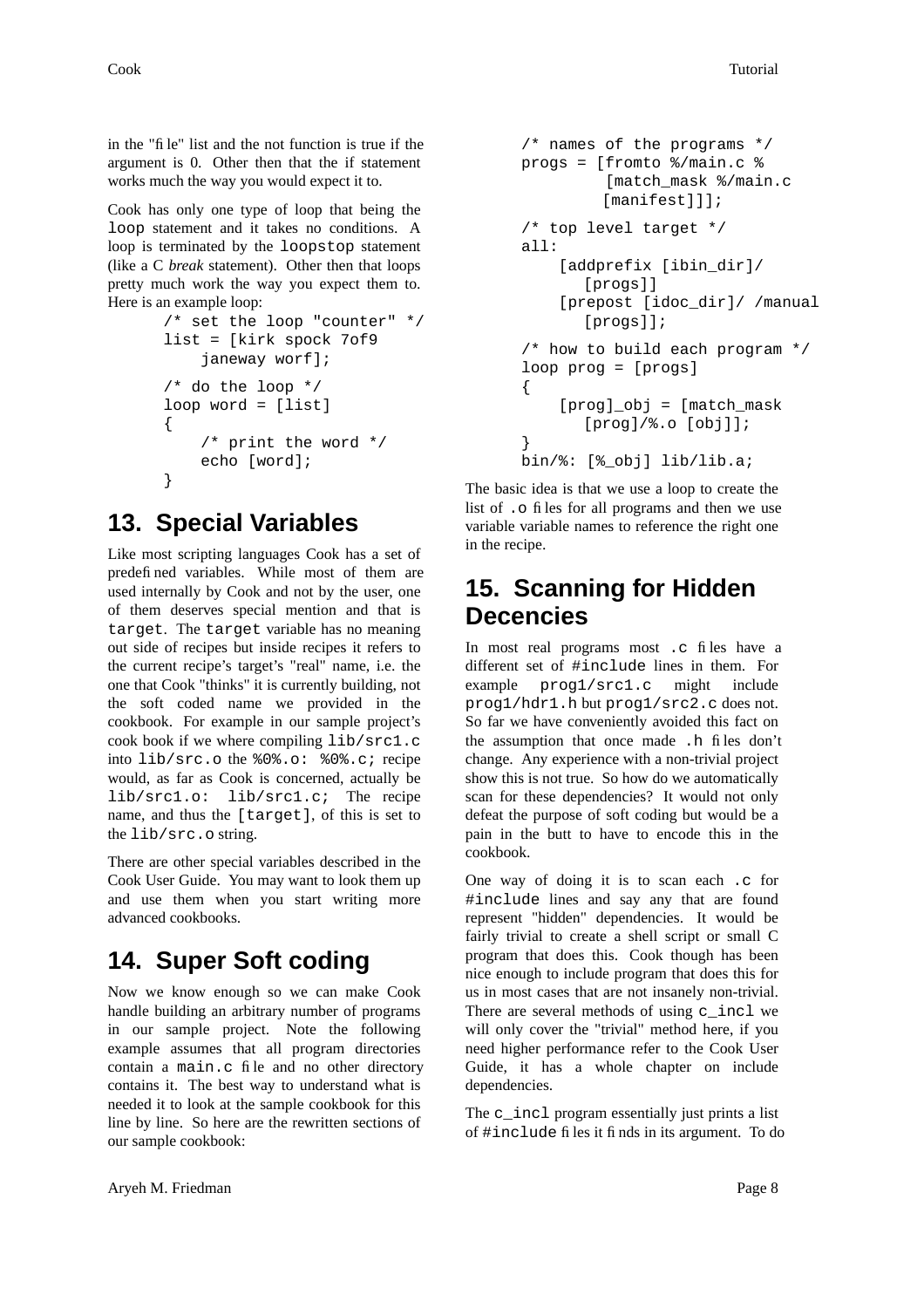in the "file" list and the not function is true if the argument is 0. Other then that the if statement works much the way you would expect it to.

Cook has only one type of loop that being the `loop` statement and it takes no conditions. A loop is terminated by the `loopstop` statement (like a C *break* statement). Other then that loops pretty much work the way you expect them to. Here is an example loop:

```
/* set the loop "counter" */
list = [kirk spock 7of9
    janeway worf];
/* do the loop */
loop word = [list]
{
    /* print the word */
    echo [word];
}
```

## 13. Special Variables

Like most scripting languages Cook has a set of predefined variables. While most of them are used internally by Cook and not by the user, one of them deserves special mention and that is `target`. The `target` variable has no meaning out side of recipes but inside recipes it refers to the current recipe's target's "real" name, i.e. the one that Cook "thinks" it is currently building, not the soft coded name we provided in the cookbook. For example in our sample project's cook book if we where compiling `lib/src1.c` into `lib/src.o` the `%0%.o: %0%.c;` recipe would, as far as Cook is concerned, actually be `lib/src1.o: lib/src1.c;` The recipe name, and thus the `[target]`, of this is set to the `lib/src.o` string.

There are other special variables described in the Cook User Guide. You may want to look them up and use them when you start writing more advanced cookbooks.

## 14. Super Soft coding

Now we know enough so we can make Cook handle building an arbitrary number of programs in our sample project. Note the following example assumes that all program directories contain a `main.c` file and no other directory contains it. The best way to understand what is needed it to look at the sample cookbook for this line by line. So here are the rewritten sections of our sample cookbook:

```
/* names of the programs */
progs = [fromto %/main.c %
         [match_mask %/main.c
        [manifest]]];
/* top level target */
all:
    [addprefix [ibin_dir]/
       [progs]]
    [prepost [idoc_dir]/ /manual
       [progs]];
/* how to build each program */
loop prog = [progs]
{
    [prog]_obj = [match_mask
       [prog]/%.o [obj]];
}
bin/%: [%_obj] lib/lib.a;
```

The basic idea is that we use a loop to create the list of `.o` files for all programs and then we use variable variable names to reference the right one in the recipe.

## 15. Scanning for Hidden Decencies

In most real programs most `.c` files have a different set of `#include` lines in them. For example `prog1/src1.c` might include `prog1/hdr1.h` but `prog1/src2.c` does not. So far we have conveniently avoided this fact on the assumption that once made `.h` files don't change. Any experience with a non-trivial project show this is not true. So how do we automatically scan for these dependencies? It would not only defeat the purpose of soft coding but would be a pain in the butt to have to encode this in the cookbook.

One way of doing it is to scan each `.c` for `#include` lines and say any that are found represent "hidden" dependencies. It would be fairly trivial to create a shell script or small C program that does this. Cook though has been nice enough to include program that does this for us in most cases that are not insanely non-trivial. There are several methods of using `c_incl` we will only cover the "trivial" method here, if you need higher performance refer to the Cook User Guide, it has a whole chapter on include dependencies.

The `c_incl` program essentially just prints a list of `#include` files it finds in its argument. To do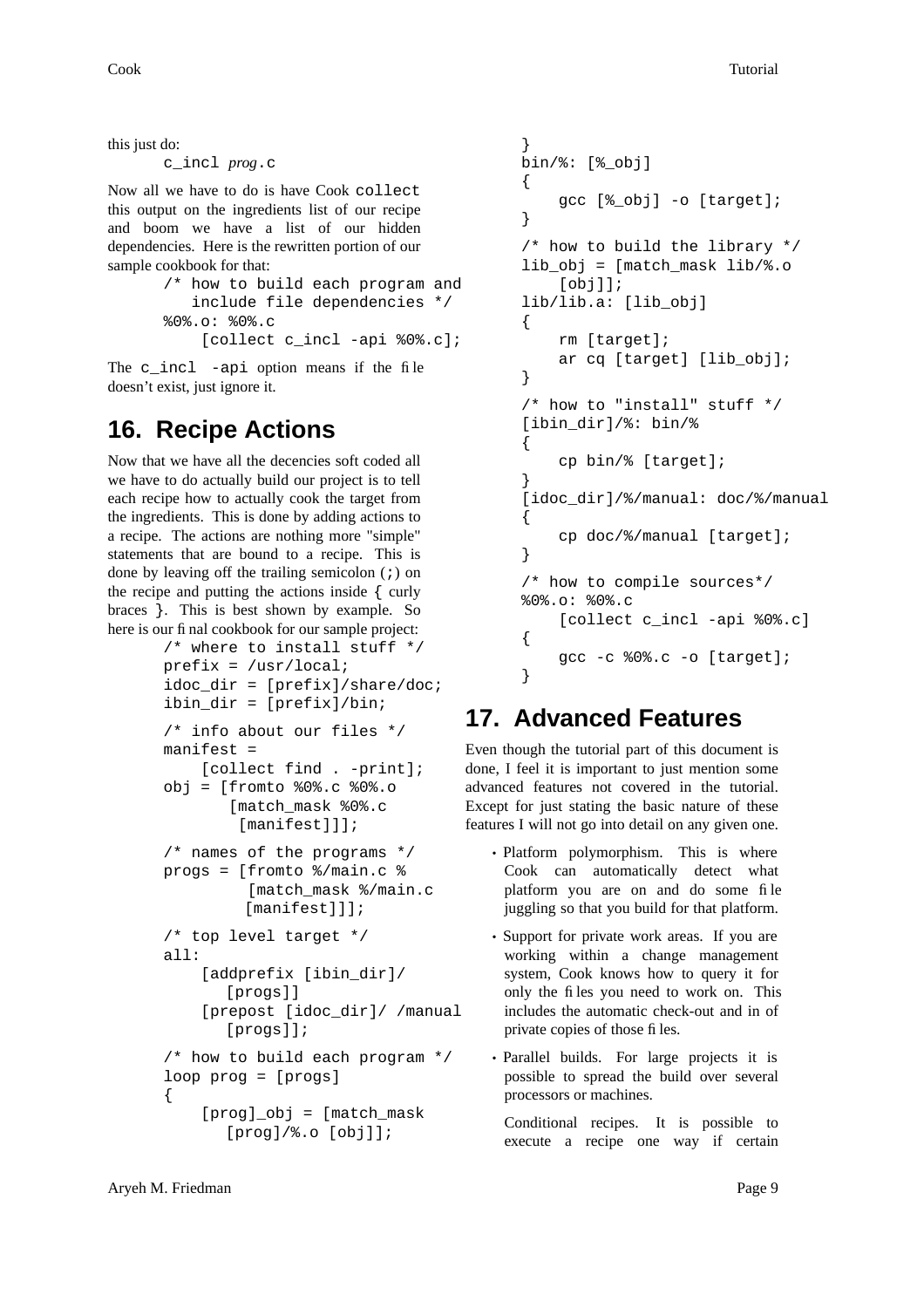this just do:

```
c_incl prog.c
```

Now all we have to do is have Cook `collect` this output on the ingredients list of our recipe and boom we have a list of our hidden dependencies. Here is the rewritten portion of our sample cookbook for that:

```
/* how to build each program and
   include file dependencies */
%0%.o: %0%.c
    [collect c_incl -api %0%.c];
```

The `c_incl -api` option means if the file doesn't exist, just ignore it.

## 16. Recipe Actions

Now that we have all the decencies soft coded all we have to do actually build our project is to tell each recipe how to actually cook the target from the ingredients. This is done by adding actions to a recipe. The actions are nothing more "simple" statements that are bound to a recipe. This is done by leaving off the trailing semicolon (`;`) on the recipe and putting the actions inside `{` curly braces `}`. This is best shown by example. So here is our final cookbook for our sample project:

```
/* where to install stuff */
prefix = /usr/local;
idoc_dir = [prefix]/share/doc;
ibin_dir = [prefix]/bin;

/* info about our files */
manifest =
    [collect find . -print];
obj = [fromto %0%.c %0%.o
       [match_mask %0%.c
        [manifest]]];

/* names of the programs */
progs = [fromto %/main.c %
         [match_mask %/main.c
         [manifest]]];

/* top level target */
all:
    [addprefix [ibin_dir]/
       [progs]]
    [prepost [idoc_dir]/ /manual
       [progs]];

/* how to build each program */
loop prog = [progs]
{
    [prog]_obj = [match_mask
       [prog]/%.o [obj]];
}
bin/%: [%_obj]
{
    gcc [%_obj] -o [target];
}

/* how to build the library */
lib_obj = [match_mask lib/%.o
    [obj]];
lib/lib.a: [lib_obj]
{
    rm [target];
    ar cq [target] [lib_obj];
}

/* how to "install" stuff */
[ibin_dir]/%: bin/%
{
    cp bin/% [target];
}
[idoc_dir]/%/manual: doc/%/manual
{
    cp doc/%/manual [target];
}

/* how to compile sources*/
%0%.o: %0%.c
    [collect c_incl -api %0%.c]
{
    gcc -c %0%.c -o [target];
}
```

## 17. Advanced Features

Even though the tutorial part of this document is done, I feel it is important to just mention some advanced features not covered in the tutorial. Except for just stating the basic nature of these features I will not go into detail on any given one.

- Platform polymorphism. This is where Cook can automatically detect what platform you are on and do some file juggling so that you build for that platform.
- Support for private work areas. If you are working within a change management system, Cook knows how to query it for only the files you need to work on. This includes the automatic check-out and in of private copies of those files.
- Parallel builds. For large projects it is possible to spread the build over several processors or machines.

  Conditional recipes. It is possible to execute a recipe one way if certain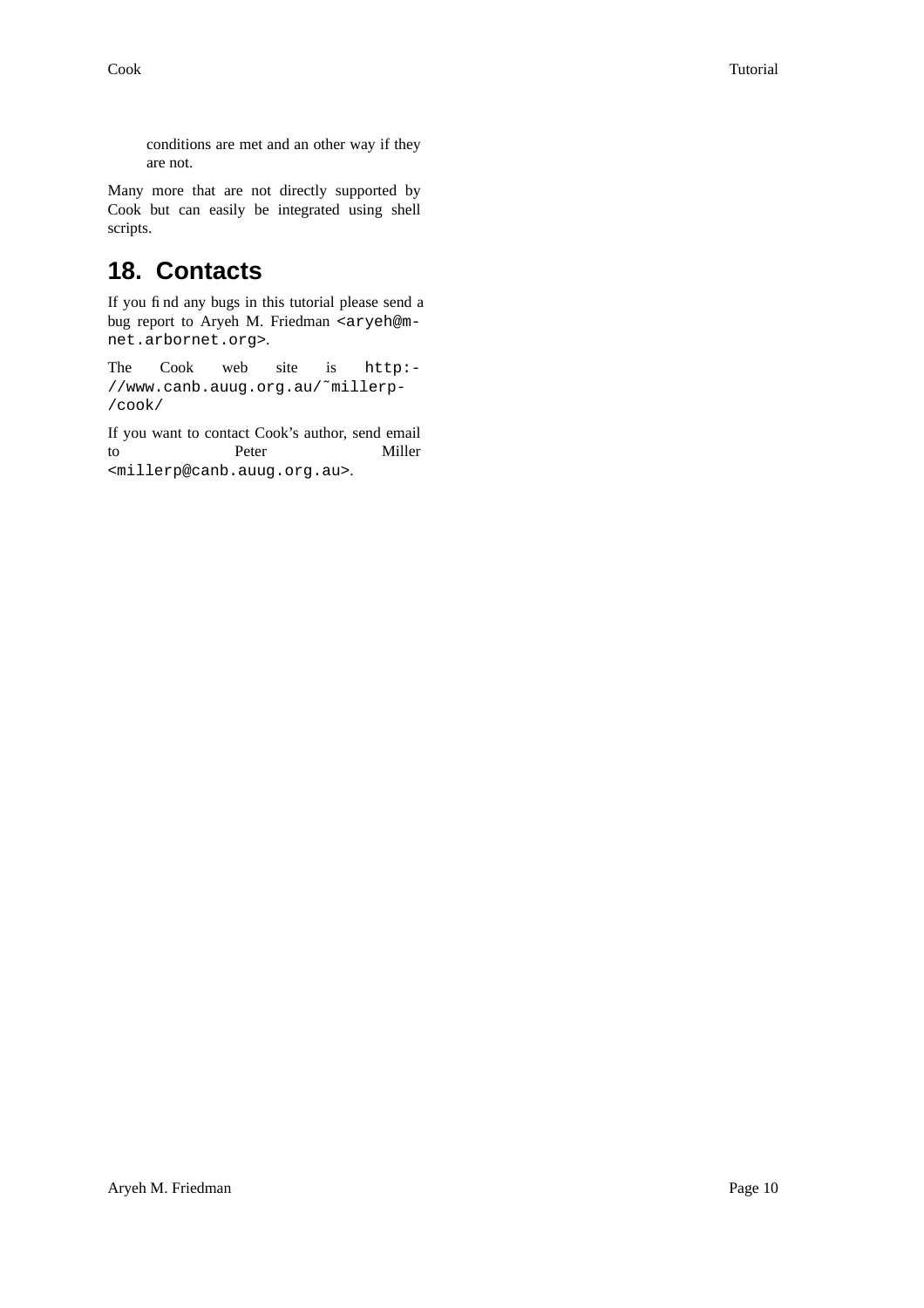conditions are met and an other way if they are not.

Many more that are not directly supported by Cook but can easily be integrated using shell scripts.

## 18. Contacts

If you find any bugs in this tutorial please send a bug report to Aryeh M. Friedman `<aryeh@m-net.arbornet.org>`.

The Cook web site is `http://www.canb.auug.org.au/~millerp/cook/`

If you want to contact Cook's author, send email to Peter Miller `<millerp@canb.auug.org.au>`.